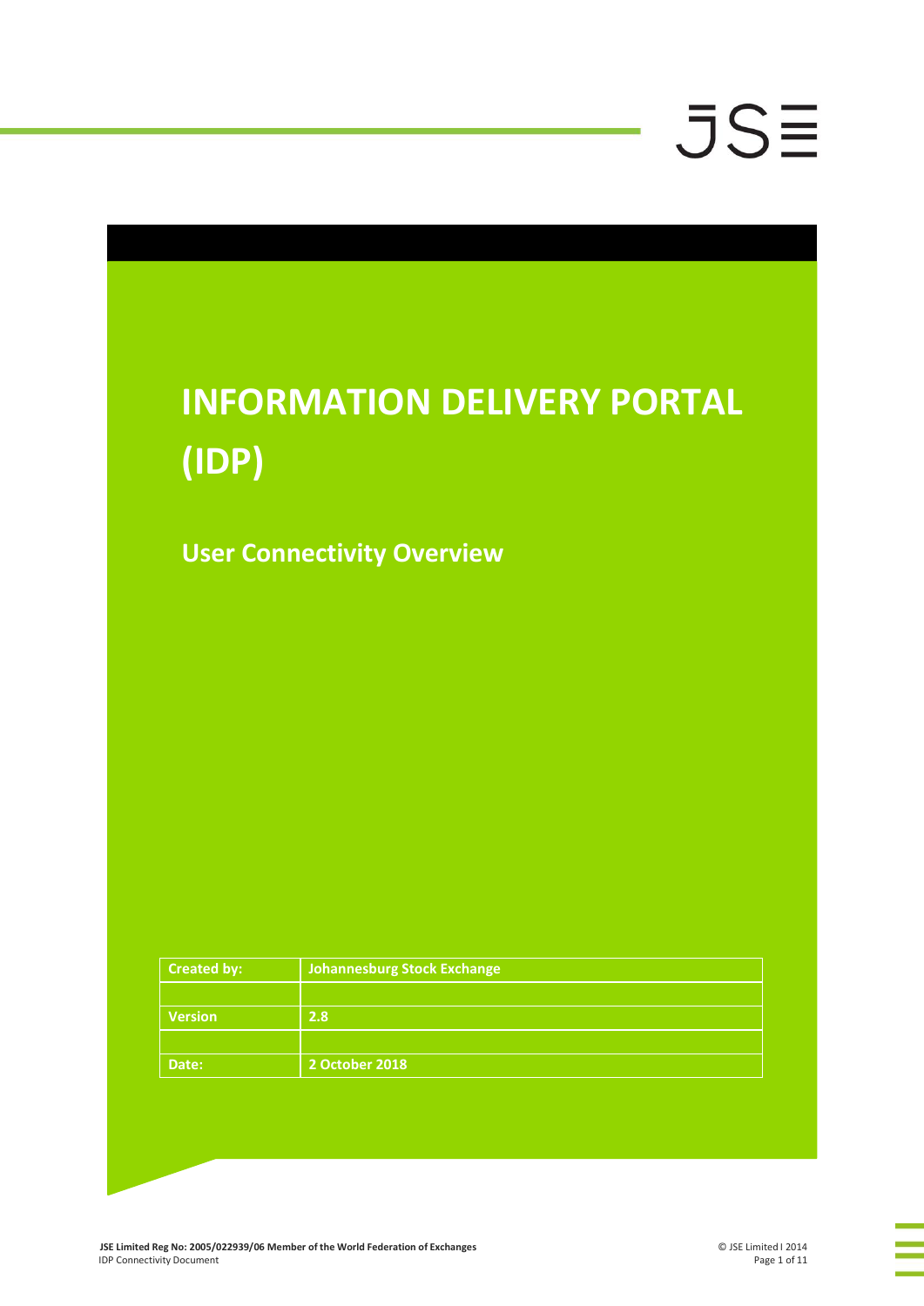# INFORMATION DELIVERY PORTAL (IDP)

## User Connectivity Overview

| Created by: | Johannesburg Stock Exchange |
| --- | --- |
| | |
| Version | 2.8 |
| | |
| Date: | 2 October 2018 |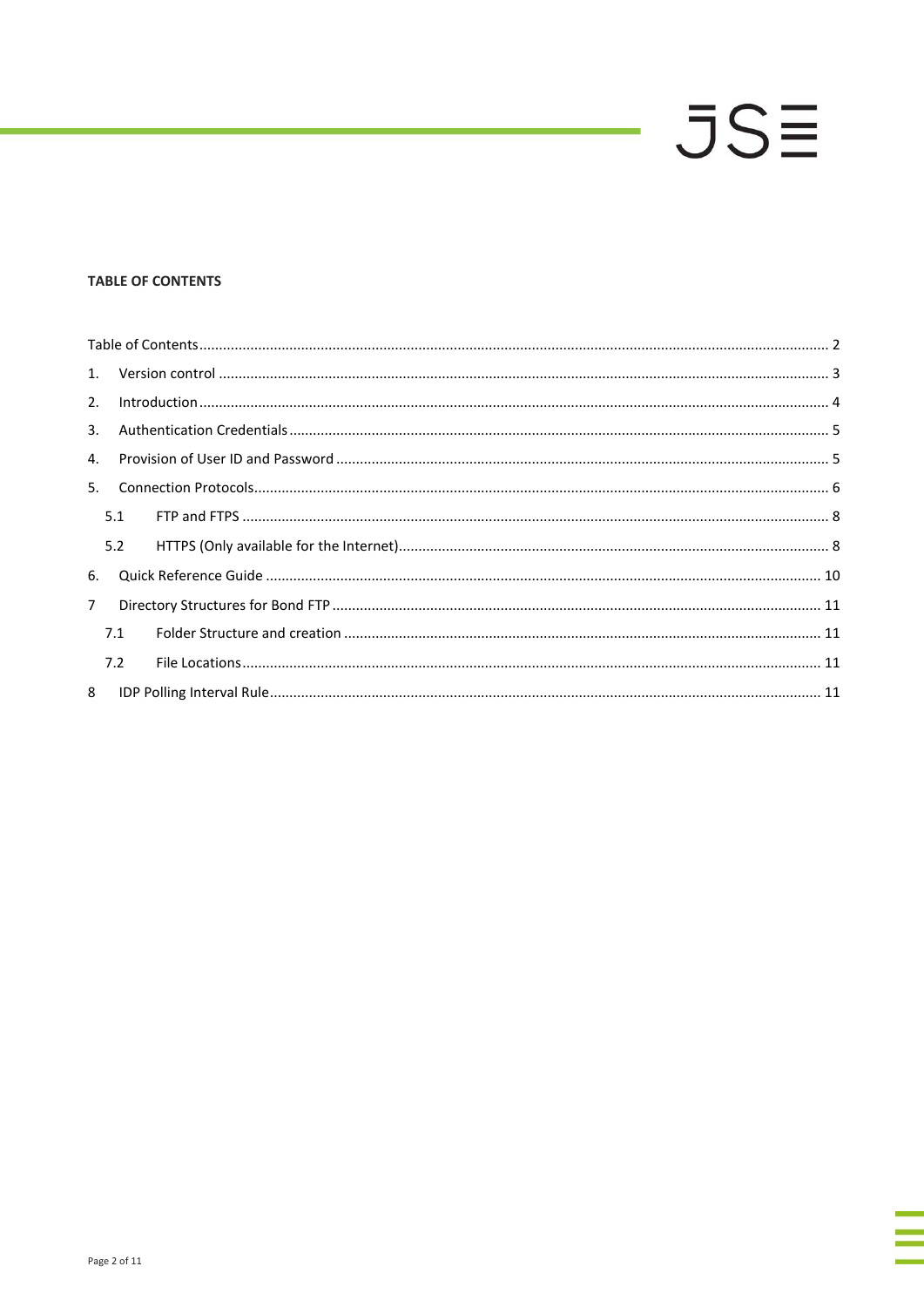**TABLE OF CONTENTS**

Table of Contents ..... 2

1. Version control ..... 3
2. Introduction ..... 4
3. Authentication Credentials ..... 5
4. Provision of User ID and Password ..... 5
5. Connection Protocols ..... 6
   - 5.1 FTP and FTPS ..... 8
   - 5.2 HTTPS (Only available for the Internet) ..... 8
6. Quick Reference Guide ..... 10
7. Directory Structures for Bond FTP ..... 11
   - 7.1 Folder Structure and creation ..... 11
   - 7.2 File Locations ..... 11
8. IDP Polling Interval Rule ..... 11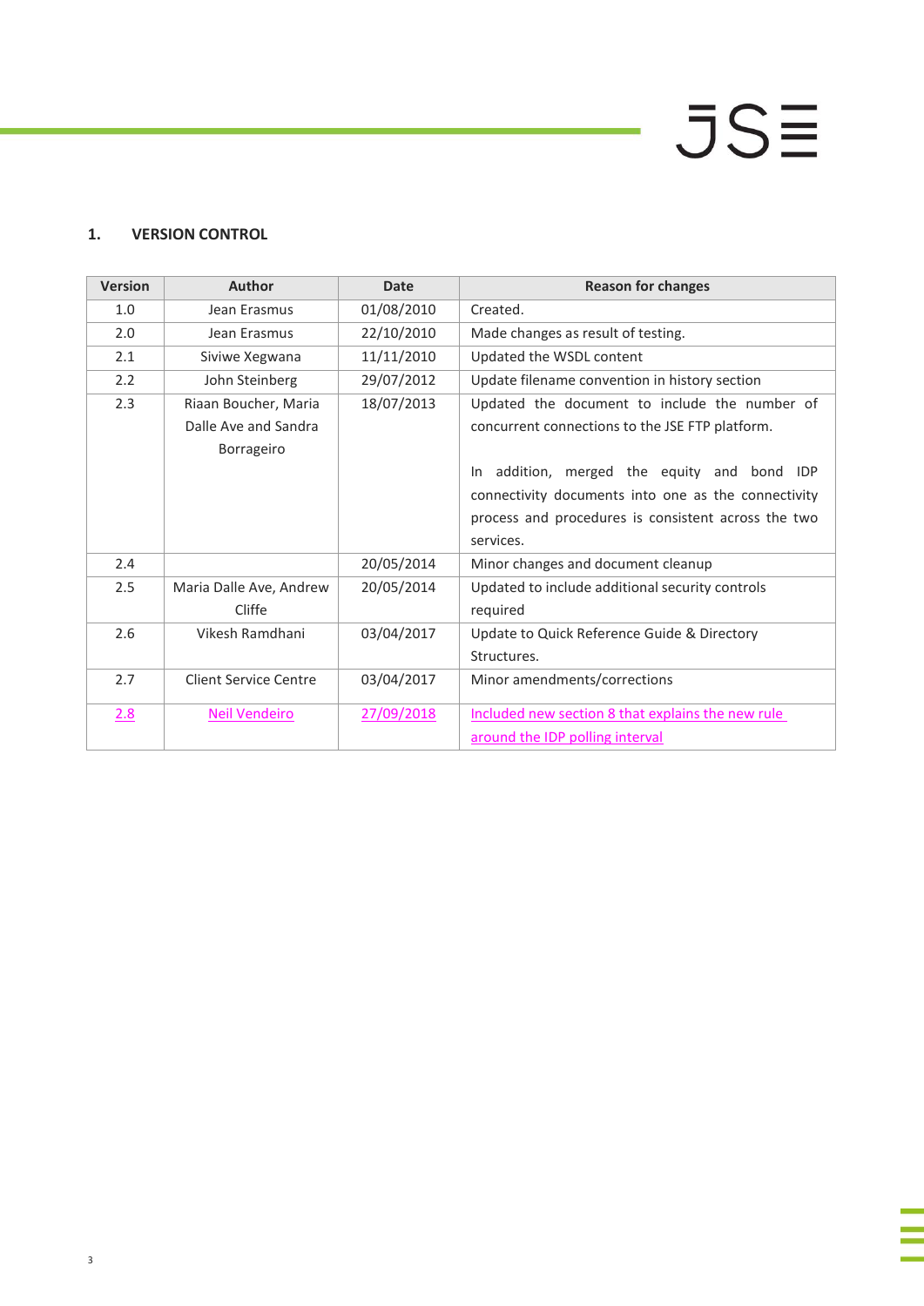## 1. VERSION CONTROL

| Version | Author | Date | Reason for changes |
|---|---|---|---|
| 1.0 | Jean Erasmus | 01/08/2010 | Created. |
| 2.0 | Jean Erasmus | 22/10/2010 | Made changes as result of testing. |
| 2.1 | Siviwe Xegwana | 11/11/2010 | Updated the WSDL content |
| 2.2 | John Steinberg | 29/07/2012 | Update filename convention in history section |
| 2.3 | Riaan Boucher, Maria Dalle Ave and Sandra Borrageiro | 18/07/2013 | Updated the document to include the number of concurrent connections to the JSE FTP platform.<br><br>In addition, merged the equity and bond IDP connectivity documents into one as the connectivity process and procedures is consistent across the two services. |
| 2.4 | | 20/05/2014 | Minor changes and document cleanup |
| 2.5 | Maria Dalle Ave, Andrew Cliffe | 20/05/2014 | Updated to include additional security controls required |
| 2.6 | Vikesh Ramdhani | 03/04/2017 | Update to Quick Reference Guide & Directory Structures. |
| 2.7 | Client Service Centre | 03/04/2017 | Minor amendments/corrections |
| 2.8 | Neil Vendeiro | 27/09/2018 | Included new section 8 that explains the new rule around the IDP polling interval |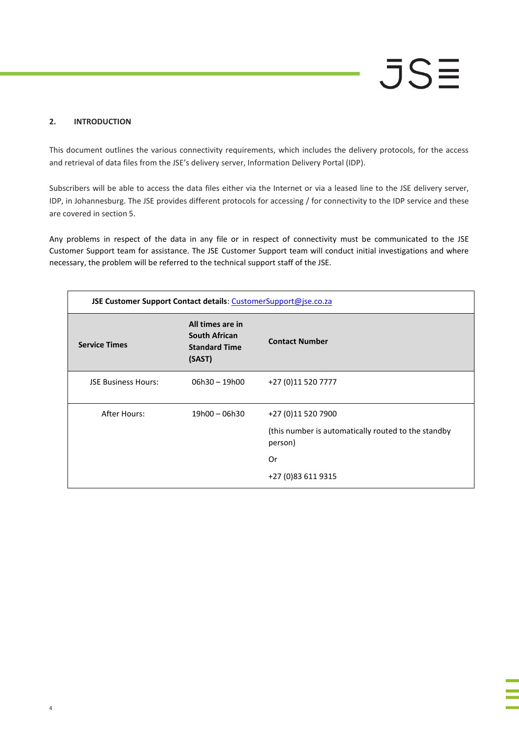## 2. INTRODUCTION

This document outlines the various connectivity requirements, which includes the delivery protocols, for the access and retrieval of data files from the JSE's delivery server, Information Delivery Portal (IDP).

Subscribers will be able to access the data files either via the Internet or via a leased line to the JSE delivery server, IDP, in Johannesburg. The JSE provides different protocols for accessing / for connectivity to the IDP service and these are covered in section 5.

Any problems in respect of the data in any file or in respect of connectivity must be communicated to the JSE Customer Support team for assistance. The JSE Customer Support team will conduct initial investigations and where necessary, the problem will be referred to the technical support staff of the JSE.

| **JSE Customer Support Contact details**: CustomerSupport@jse.co.za | | |
|---|---|---|
| **Service Times** | **All times are in South African Standard Time (SAST)** | **Contact Number** |
| JSE Business Hours: | 06h30 – 19h00 | +27 (0)11 520 7777 |
| After Hours: | 19h00 – 06h30 | +27 (0)11 520 7900<br>(this number is automatically routed to the standby person)<br>Or<br>+27 (0)83 611 9315 |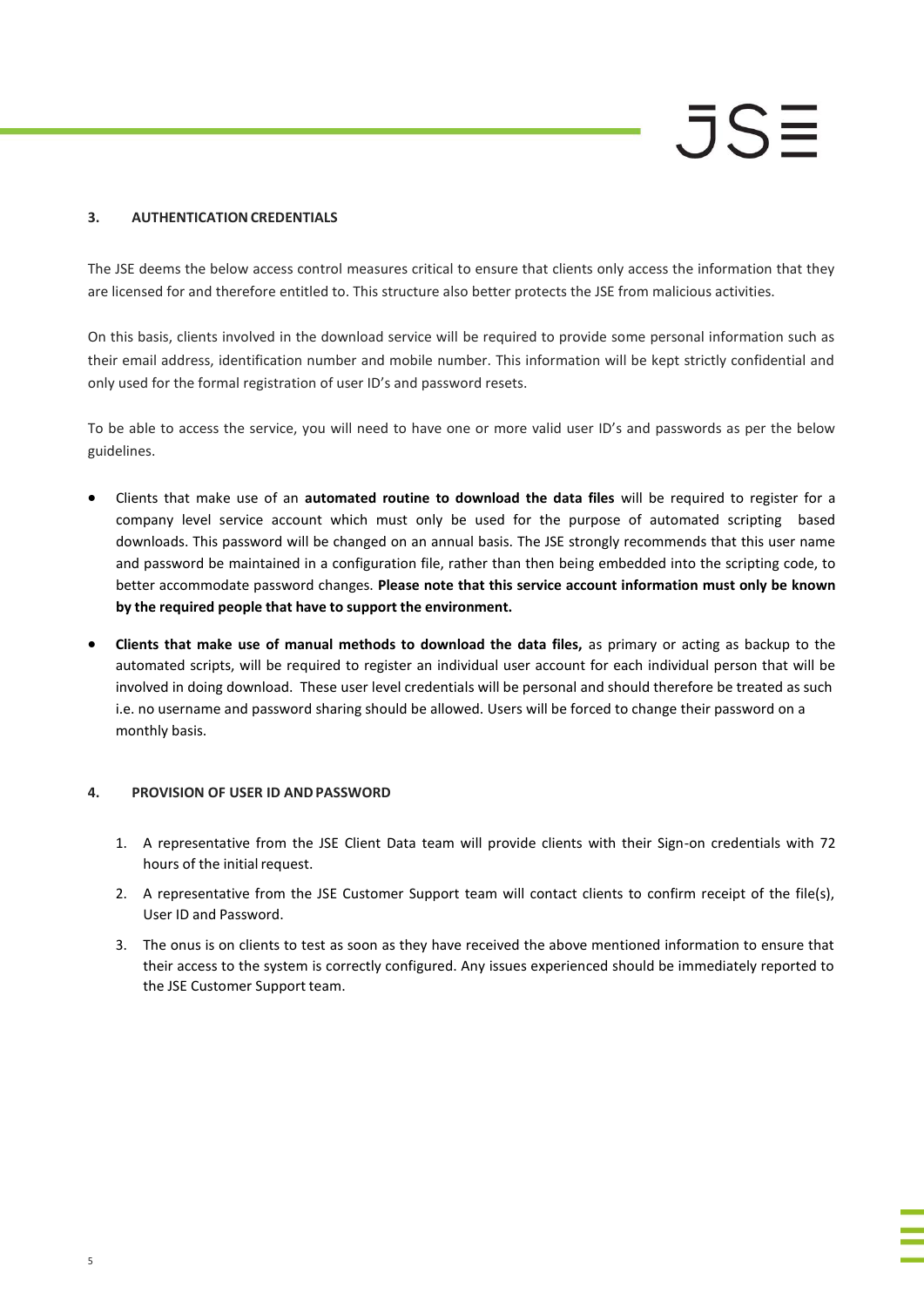## 3. AUTHENTICATION CREDENTIALS

The JSE deems the below access control measures critical to ensure that clients only access the information that they are licensed for and therefore entitled to. This structure also better protects the JSE from malicious activities.

On this basis, clients involved in the download service will be required to provide some personal information such as their email address, identification number and mobile number. This information will be kept strictly confidential and only used for the formal registration of user ID's and password resets.

To be able to access the service, you will need to have one or more valid user ID's and passwords as per the below guidelines.

- Clients that make use of an **automated routine to download the data files** will be required to register for a company level service account which must only be used for the purpose of automated scripting based downloads. This password will be changed on an annual basis. The JSE strongly recommends that this user name and password be maintained in a configuration file, rather than then being embedded into the scripting code, to better accommodate password changes. **Please note that this service account information must only be known by the required people that have to support the environment.**
- **Clients that make use of manual methods to download the data files,** as primary or acting as backup to the automated scripts, will be required to register an individual user account for each individual person that will be involved in doing download. These user level credentials will be personal and should therefore be treated as such i.e. no username and password sharing should be allowed. Users will be forced to change their password on a monthly basis.

## 4. PROVISION OF USER ID AND PASSWORD

1. A representative from the JSE Client Data team will provide clients with their Sign-on credentials with 72 hours of the initial request.
2. A representative from the JSE Customer Support team will contact clients to confirm receipt of the file(s), User ID and Password.
3. The onus is on clients to test as soon as they have received the above mentioned information to ensure that their access to the system is correctly configured. Any issues experienced should be immediately reported to the JSE Customer Support team.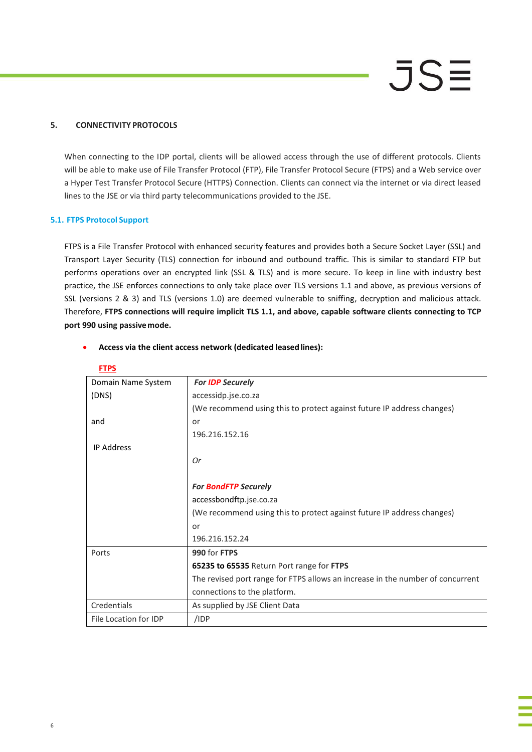## 5. CONNECTIVITY PROTOCOLS

When connecting to the IDP portal, clients will be allowed access through the use of different protocols. Clients will be able to make use of File Transfer Protocol (FTP), File Transfer Protocol Secure (FTPS) and a Web service over a Hyper Test Transfer Protocol Secure (HTTPS) Connection. Clients can connect via the internet or via direct leased lines to the JSE or via third party telecommunications provided to the JSE.

### 5.1. FTPS Protocol Support

FTPS is a File Transfer Protocol with enhanced security features and provides both a Secure Socket Layer (SSL) and Transport Layer Security (TLS) connection for inbound and outbound traffic. This is similar to standard FTP but performs operations over an encrypted link (SSL & TLS) and is more secure. To keep in line with industry best practice, the JSE enforces connections to only take place over TLS versions 1.1 and above, as previous versions of SSL (versions 2 & 3) and TLS (versions 1.0) are deemed vulnerable to sniffing, decryption and malicious attack. Therefore, **FTPS connections will require implicit TLS 1.1, and above, capable software clients connecting to TCP port 990 using passive mode.**

- **Access via the client access network (dedicated leased lines):**

**FTPS**

| | |
|---|---|
| Domain Name System (DNS)<br><br>and<br><br>IP Address | ***For IDP Securely***<br>accessidp.jse.co.za<br>(We recommend using this to protect against future IP address changes)<br>or<br>196.216.152.16<br><br>*Or*<br><br>***For BondFTP Securely***<br>accessbondftp.jse.co.za<br>(We recommend using this to protect against future IP address changes)<br>or<br>196.216.152.24 |
| Ports | **990** for **FTPS**<br>**65235 to 65535** Return Port range for **FTPS**<br>The revised port range for FTPS allows an increase in the number of concurrent connections to the platform. |
| Credentials | As supplied by JSE Client Data |
| File Location for IDP | /IDP |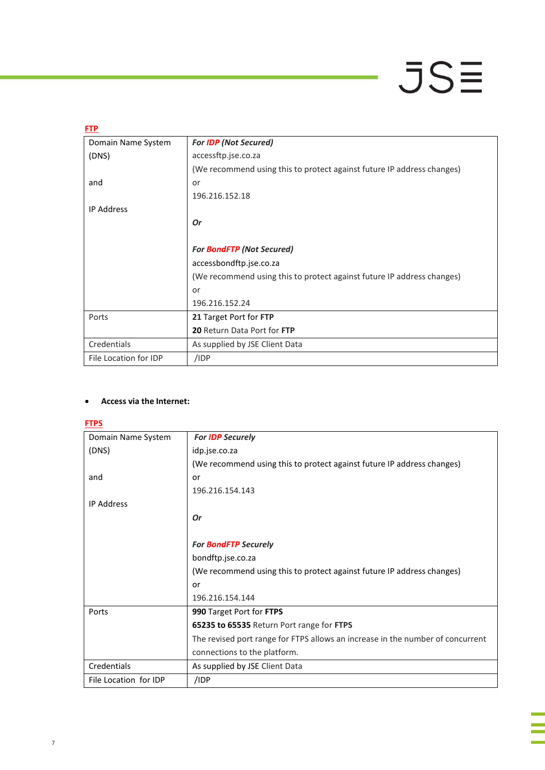**FTP**

| Domain Name System (DNS)<br><br>and<br><br>IP Address | ***For IDP (Not Secured)***<br>accessftp.jse.co.za<br>(We recommend using this to protect against future IP address changes)<br>or<br>196.216.152.18<br><br>***Or***<br><br>***For BondFTP (Not Secured)***<br>accessbondftp.jse.co.za<br>(We recommend using this to protect against future IP address changes)<br>or<br>196.216.152.24 |
|---|---|
| Ports | **21** Target Port for **FTP**<br>**20** Return Data Port for **FTP** |
| Credentials | As supplied by JSE Client Data |
| File Location for IDP | /IDP |

- **Access via the Internet:**

**FTPS**

| Domain Name System (DNS)<br><br>and<br><br>IP Address | ***For IDP Securely***<br>idp.jse.co.za<br>(We recommend using this to protect against future IP address changes)<br>or<br>196.216.154.143<br><br>***Or***<br><br>***For BondFTP Securely***<br>bondftp.jse.co.za<br>(We recommend using this to protect against future IP address changes)<br>or<br>196.216.154.144 |
|---|---|
| Ports | **990** Target Port for **FTPS**<br>**65235 to 65535** Return Port range for **FTPS**<br>The revised port range for FTPS allows an increase in the number of concurrent connections to the platform. |
| Credentials | As supplied by JSE Client Data |
| File Location for IDP | /IDP |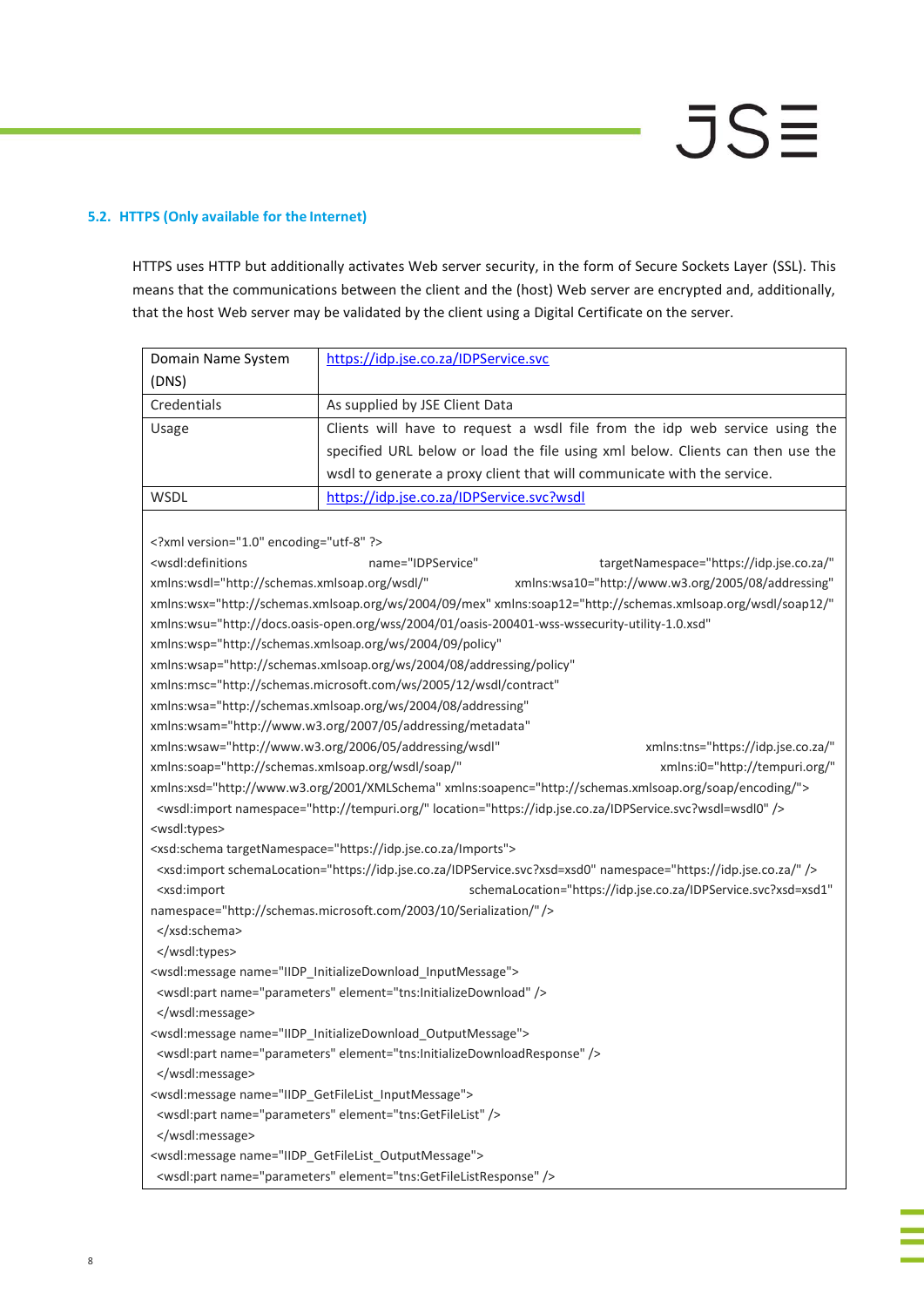## 5.2. HTTPS (Only available for the Internet)

HTTPS uses HTTP but additionally activates Web server security, in the form of Secure Sockets Layer (SSL). This means that the communications between the client and the (host) Web server are encrypted and, additionally, that the host Web server may be validated by the client using a Digital Certificate on the server.

| Domain Name System (DNS) | https://idp.jse.co.za/IDPService.svc |
|---|---|
| Credentials | As supplied by JSE Client Data |
| Usage | Clients will have to request a wsdl file from the idp web service using the specified URL below or load the file using xml below. Clients can then use the wsdl to generate a proxy client that will communicate with the service. |
| WSDL | https://idp.jse.co.za/IDPService.svc?wsdl |

```
<?xml version="1.0" encoding="utf-8" ?>
<wsdl:definitions name="IDPService" targetNamespace="https://idp.jse.co.za/"
xmlns:wsdl="http://schemas.xmlsoap.org/wsdl/" xmlns:wsa10="http://www.w3.org/2005/08/addressing"
xmlns:wsx="http://schemas.xmlsoap.org/ws/2004/09/mex" xmlns:soap12="http://schemas.xmlsoap.org/wsdl/soap12/"
xmlns:wsu="http://docs.oasis-open.org/wss/2004/01/oasis-200401-wss-wssecurity-utility-1.0.xsd"
xmlns:wsp="http://schemas.xmlsoap.org/ws/2004/09/policy"
xmlns:wsap="http://schemas.xmlsoap.org/ws/2004/08/addressing/policy"
xmlns:msc="http://schemas.microsoft.com/ws/2005/12/wsdl/contract"
xmlns:wsa="http://schemas.xmlsoap.org/ws/2004/08/addressing"
xmlns:wsam="http://www.w3.org/2007/05/addressing/metadata"
xmlns:wsaw="http://www.w3.org/2006/05/addressing/wsdl" xmlns:tns="https://idp.jse.co.za/"
xmlns:soap="http://schemas.xmlsoap.org/wsdl/soap/" xmlns:i0="http://tempuri.org/"
xmlns:xsd="http://www.w3.org/2001/XMLSchema" xmlns:soapenc="http://schemas.xmlsoap.org/soap/encoding/">
 <wsdl:import namespace="http://tempuri.org/" location="https://idp.jse.co.za/IDPService.svc?wsdl=wsdl0" />
<wsdl:types>
<xsd:schema targetNamespace="https://idp.jse.co.za/Imports">
 <xsd:import schemaLocation="https://idp.jse.co.za/IDPService.svc?xsd=xsd0" namespace="https://idp.jse.co.za/" />
 <xsd:import schemaLocation="https://idp.jse.co.za/IDPService.svc?xsd=xsd1"
namespace="http://schemas.microsoft.com/2003/10/Serialization/" />
 </xsd:schema>
 </wsdl:types>
<wsdl:message name="IIDP_InitializeDownload_InputMessage">
 <wsdl:part name="parameters" element="tns:InitializeDownload" />
 </wsdl:message>
<wsdl:message name="IIDP_InitializeDownload_OutputMessage">
 <wsdl:part name="parameters" element="tns:InitializeDownloadResponse" />
 </wsdl:message>
<wsdl:message name="IIDP_GetFileList_InputMessage">
 <wsdl:part name="parameters" element="tns:GetFileList" />
 </wsdl:message>
<wsdl:message name="IIDP_GetFileList_OutputMessage">
 <wsdl:part name="parameters" element="tns:GetFileListResponse" />
```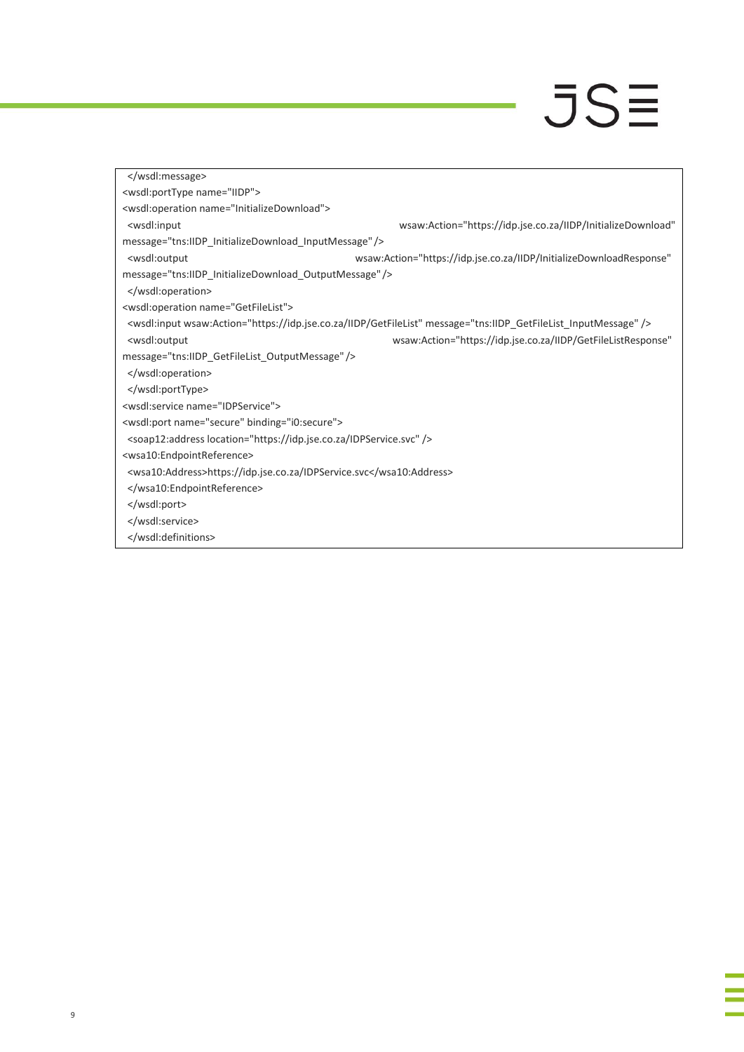```
</wsdl:message>
<wsdl:portType name="IIDP">
<wsdl:operation name="InitializeDownload">
 <wsdl:input wsaw:Action="https://idp.jse.co.za/IIDP/InitializeDownload"
message="tns:IIDP_InitializeDownload_InputMessage" />
 <wsdl:output wsaw:Action="https://idp.jse.co.za/IIDP/InitializeDownloadResponse"
message="tns:IIDP_InitializeDownload_OutputMessage" />
 </wsdl:operation>
<wsdl:operation name="GetFileList">
 <wsdl:input wsaw:Action="https://idp.jse.co.za/IIDP/GetFileList" message="tns:IIDP_GetFileList_InputMessage" />
 <wsdl:output wsaw:Action="https://idp.jse.co.za/IIDP/GetFileListResponse"
message="tns:IIDP_GetFileList_OutputMessage" />
 </wsdl:operation>
 </wsdl:portType>
<wsdl:service name="IDPService">
<wsdl:port name="secure" binding="i0:secure">
 <soap12:address location="https://idp.jse.co.za/IDPService.svc" />
<wsa10:EndpointReference>
 <wsa10:Address>https://idp.jse.co.za/IDPService.svc</wsa10:Address>
 </wsa10:EndpointReference>
 </wsdl:port>
 </wsdl:service>
 </wsdl:definitions>
```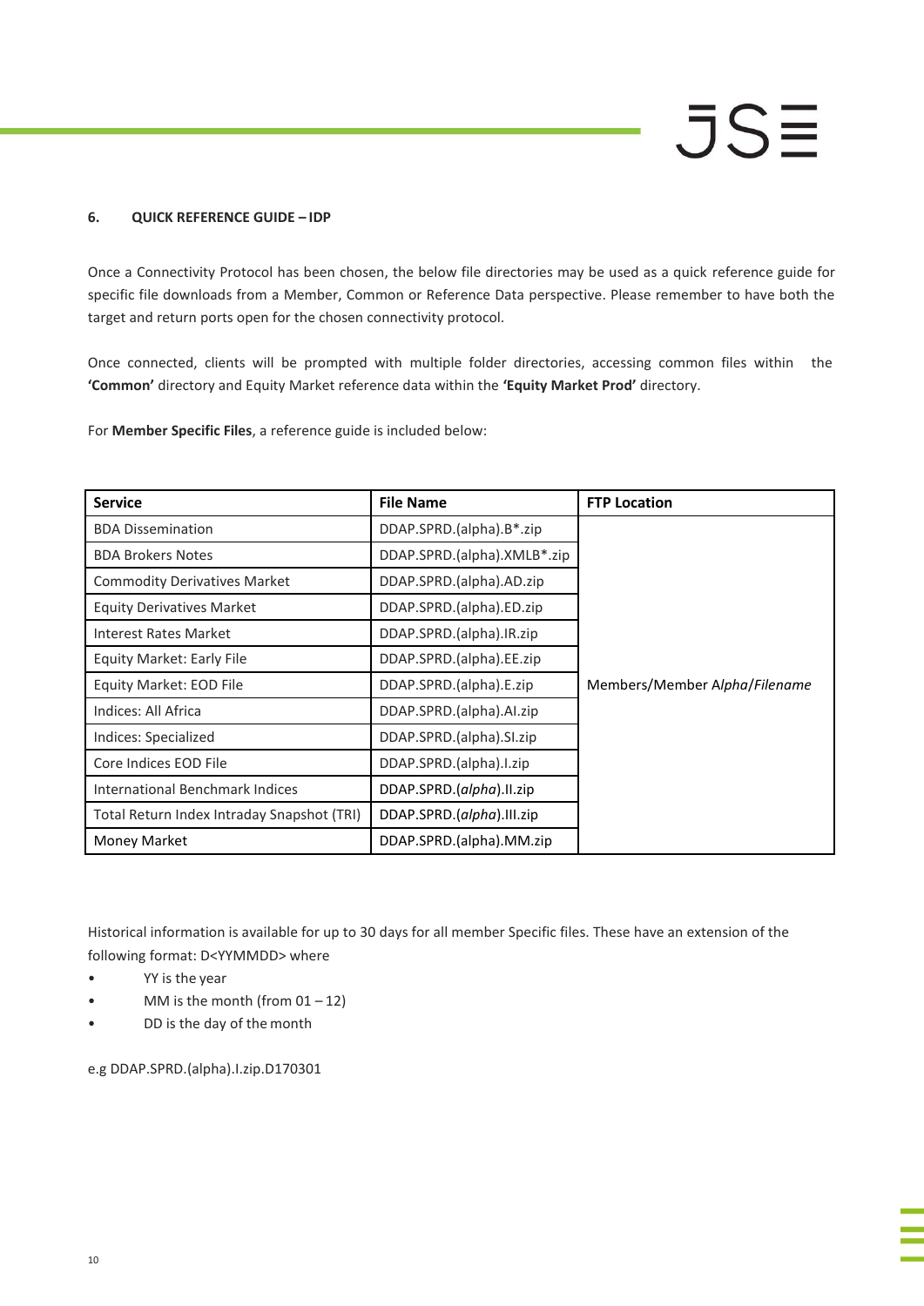## 6. QUICK REFERENCE GUIDE – IDP

Once a Connectivity Protocol has been chosen, the below file directories may be used as a quick reference guide for specific file downloads from a Member, Common or Reference Data perspective. Please remember to have both the target and return ports open for the chosen connectivity protocol.

Once connected, clients will be prompted with multiple folder directories, accessing common files within the **'Common'** directory and Equity Market reference data within the **'Equity Market Prod'** directory.

For **Member Specific Files**, a reference guide is included below:

| Service | File Name | FTP Location |
|---|---|---|
| BDA Dissemination | DDAP.SPRD.(alpha).B*.zip | Members/Member A*lpha*/*Filename* |
| BDA Brokers Notes | DDAP.SPRD.(alpha).XMLB*.zip | |
| Commodity Derivatives Market | DDAP.SPRD.(alpha).AD.zip | |
| Equity Derivatives Market | DDAP.SPRD.(alpha).ED.zip | |
| Interest Rates Market | DDAP.SPRD.(alpha).IR.zip | |
| Equity Market: Early File | DDAP.SPRD.(alpha).EE.zip | |
| Equity Market: EOD File | DDAP.SPRD.(alpha).E.zip | |
| Indices: All Africa | DDAP.SPRD.(alpha).AI.zip | |
| Indices: Specialized | DDAP.SPRD.(alpha).SI.zip | |
| Core Indices EOD File | DDAP.SPRD.(alpha).I.zip | |
| International Benchmark Indices | DDAP.SPRD.(*alpha*).II.zip | |
| Total Return Index Intraday Snapshot (TRI) | DDAP.SPRD.(*alpha*).III.zip | |
| Money Market | DDAP.SPRD.(alpha).MM.zip | |

Historical information is available for up to 30 days for all member Specific files. These have an extension of the following format: D<YYMMDD> where

- YY is the year
- MM is the month (from 01 – 12)
- DD is the day of the month

e.g DDAP.SPRD.(alpha).I.zip.D170301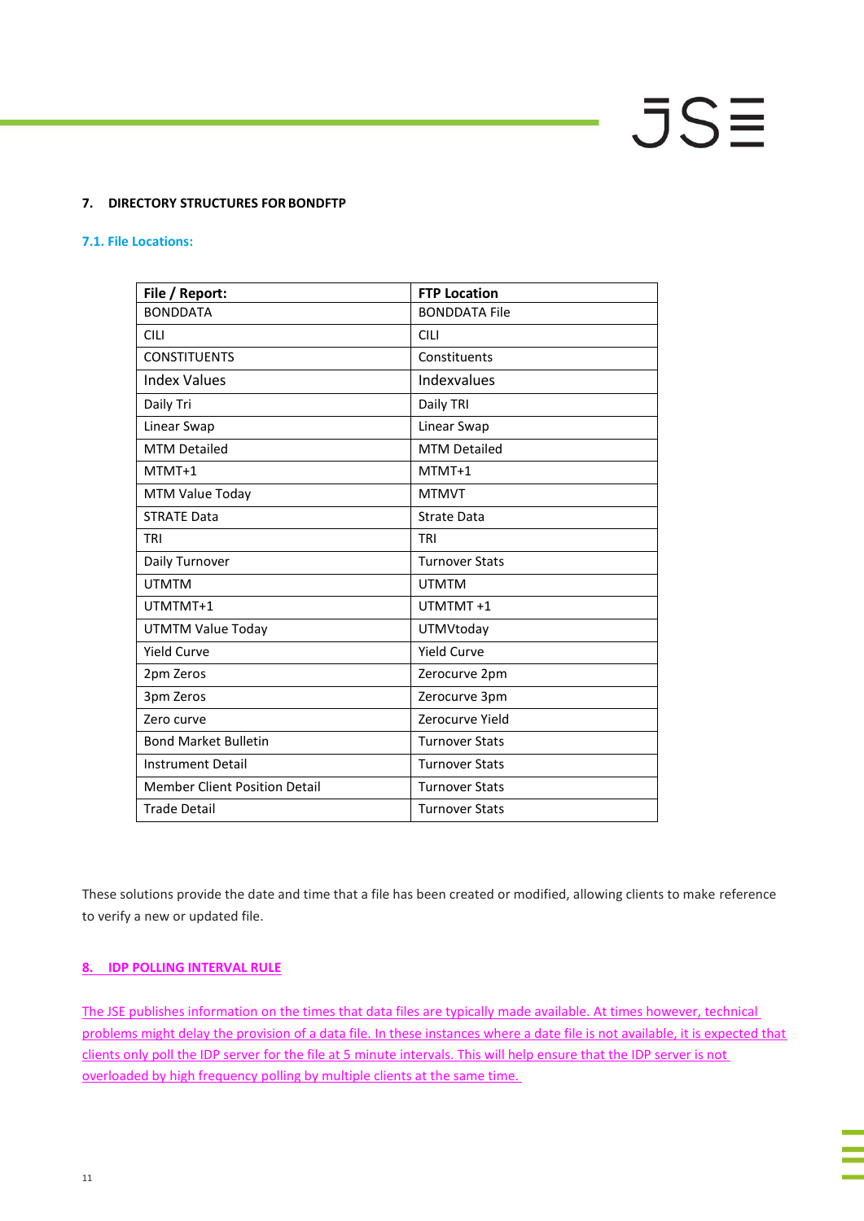## 7. DIRECTORY STRUCTURES FOR BONDFTP

### 7.1. File Locations:

| File / Report: | FTP Location |
|---|---|
| BONDDATA | BONDDATA File |
| CILI | CILI |
| CONSTITUENTS | Constituents |
| Index Values | Indexvalues |
| Daily Tri | Daily TRI |
| Linear Swap | Linear Swap |
| MTM Detailed | MTM Detailed |
| MTMT+1 | MTMT+1 |
| MTM Value Today | MTMVT |
| STRATE Data | Strate Data |
| TRI | TRI |
| Daily Turnover | Turnover Stats |
| UTMTM | UTMTM |
| UTMTMT+1 | UTMTMT +1 |
| UTMTM Value Today | UTMVtoday |
| Yield Curve | Yield Curve |
| 2pm Zeros | Zerocurve 2pm |
| 3pm Zeros | Zerocurve 3pm |
| Zero curve | Zerocurve Yield |
| Bond Market Bulletin | Turnover Stats |
| Instrument Detail | Turnover Stats |
| Member Client Position Detail | Turnover Stats |
| Trade Detail | Turnover Stats |

These solutions provide the date and time that a file has been created or modified, allowing clients to make reference to verify a new or updated file.

## 8. IDP POLLING INTERVAL RULE

The JSE publishes information on the times that data files are typically made available. At times however, technical problems might delay the provision of a data file. In these instances where a date file is not available, it is expected that clients only poll the IDP server for the file at 5 minute intervals. This will help ensure that the IDP server is not overloaded by high frequency polling by multiple clients at the same time.